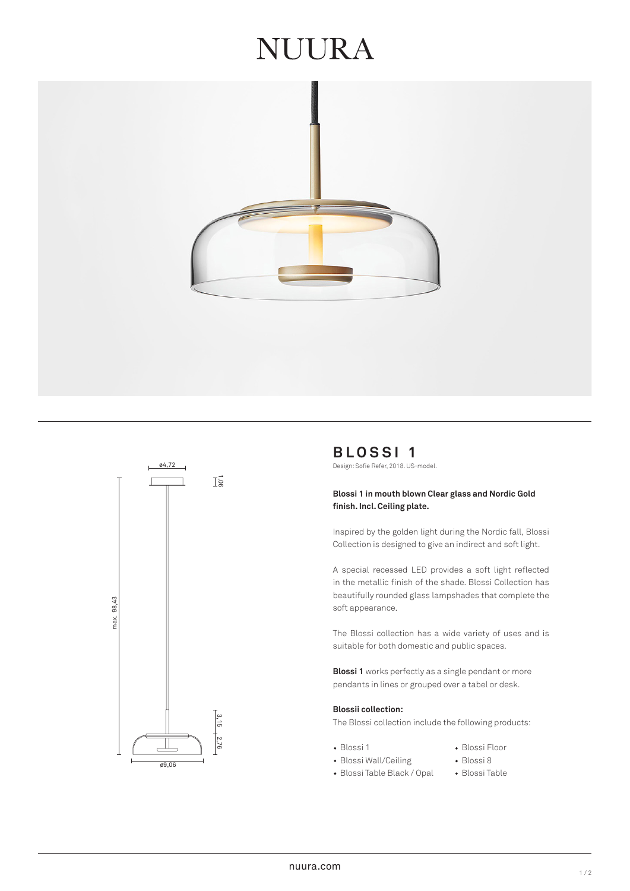# NUURA

## BLOSSI 1

Design: Sofie Refer, 2018. US-model.

**Blossi 1 in mouth blown Clear glass and Nordic Gold finish. Incl. Ceiling plate.**

Inspired by the golden light during the Nordic fall, Blossi Collection is designed to give an indirect and soft light.

A special recessed LED provides a soft light reflected in the metallic finish of the shade. Blossi Collection has beautifully rounded glass lampshades that complete the soft appearance.

The Blossi collection has a wide variety of uses and is suitable for both domestic and public spaces.

**Blossi 1** works perfectly as a single pendant or more pendants in lines or grouped over a tabel or desk.

**Blossii collection:**

The Blossi collection include the following products:

- Blossi 1
- Blossi Wall/Ceiling
- Blossi Table Black / Opal
- Blossi Floor
- Blossi 8
- Blossi Table

ø4,72

1,06

max. 98,43

3,15

2,76

ø9,06

nuura.com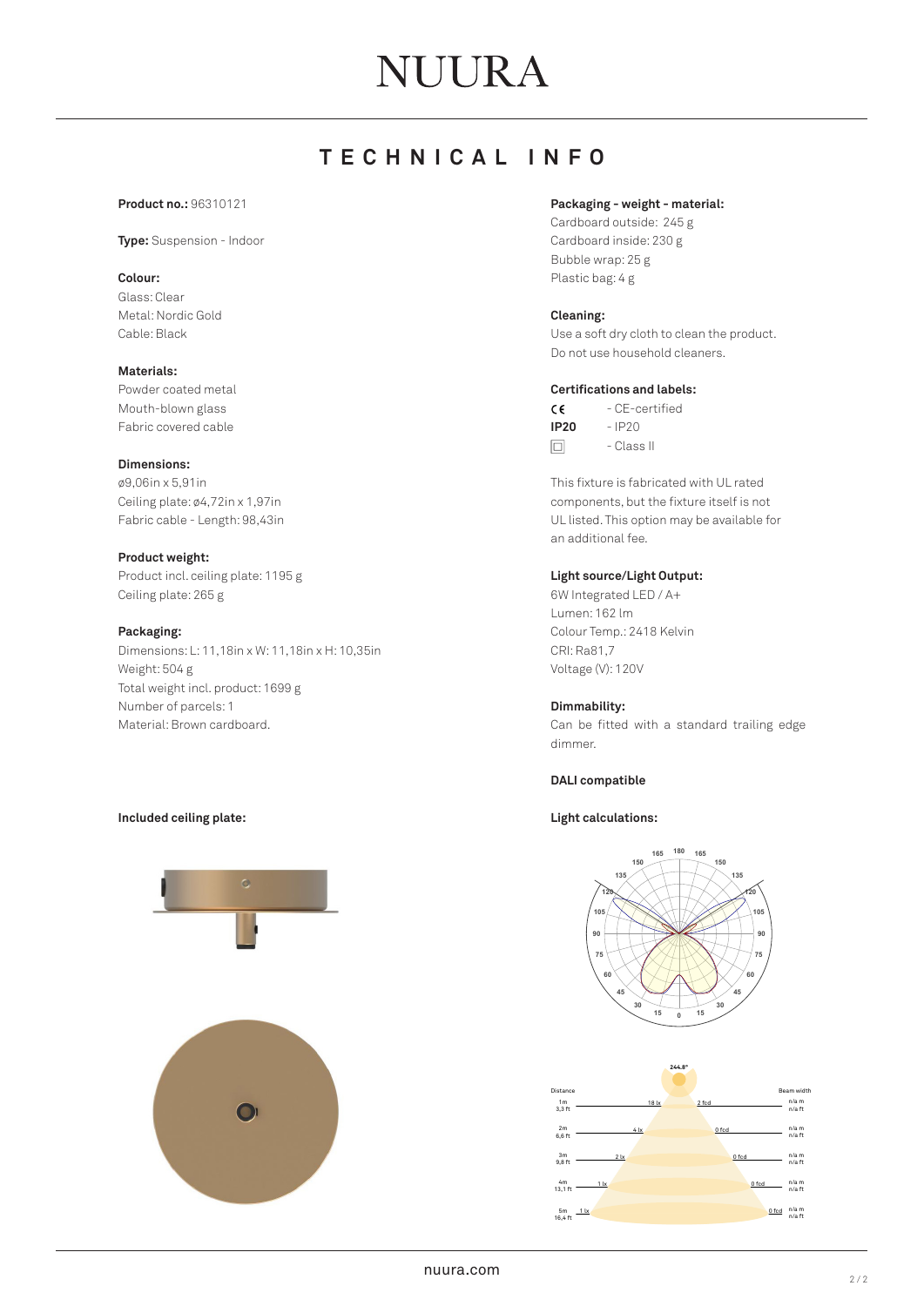# NUURA

## TECHNICAL INFO

**Product no.:** 96310121

**Type:** Suspension - Indoor

**Colour:**
Glass: Clear
Metal: Nordic Gold
Cable: Black

**Materials:**
Powder coated metal
Mouth-blown glass
Fabric covered cable

**Dimensions:**
ø9,06in x 5,91in
Ceiling plate: ø4,72in x 1,97in
Fabric cable - Length: 98,43in

**Product weight:**
Product incl. ceiling plate: 1195 g
Ceiling plate: 265 g

**Packaging:**
Dimensions: L: 11,18in x W: 11,18in x H: 10,35in
Weight: 504 g
Total weight incl. product: 1699 g
Number of parcels: 1
Material: Brown cardboard.

**Included ceiling plate:**

**Packaging - weight - material:**
Cardboard outside: 245 g
Cardboard inside: 230 g
Bubble wrap: 25 g
Plastic bag: 4 g

**Cleaning:**
Use a soft dry cloth to clean the product.
Do not use household cleaners.

**Certifications and labels:**
CE - CE-certified
**IP20** - IP20
◻ - Class II

This fixture is fabricated with UL rated components, but the fixture itself is not UL listed. This option may be available for an additional fee.

**Light source/Light Output:**
6W Integrated LED / A+
Lumen: 162 lm
Colour Temp.: 2418 Kelvin
CRI: Ra81,7
Voltage (V): 120V

**Dimmability:**
Can be fitted with a standard trailing edge dimmer.

**DALI compatible**

**Light calculations:**

180
165 165
150 150
135 135
120 120
105 105
90 90
75 75
60 60
45 45
30 30
15 0 15

244.8°

Distance
Beam width

1m 3,3 ft — 18 lx — 2 fcd — n/a m n/a ft
2m 6,6 ft — 4 lx — 0 fcd — n/a m n/a ft
3m 9,8 ft — 2 lx — 0 fcd — n/a m n/a ft
4m 13,1 ft — 1 lx — 0 fcd — n/a m n/a ft
5m 16,4 ft — 1 lx — 0 fcd — n/a m n/a ft

nuura.com